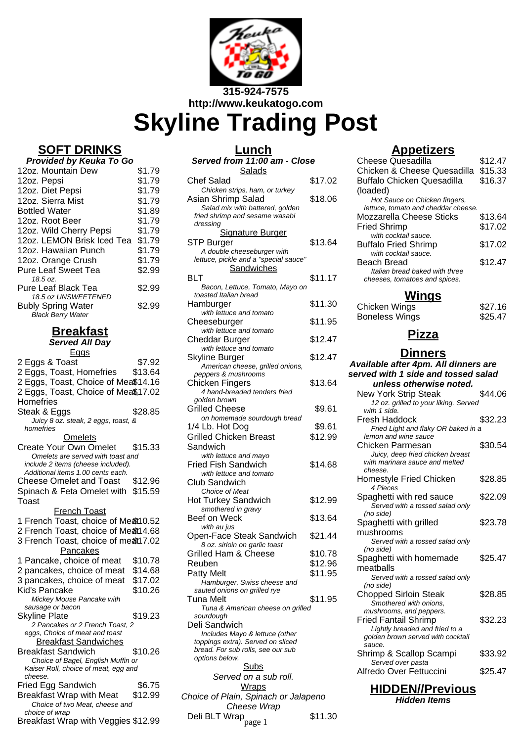315-924-7575
http://www.keukatogo.com

# Skyline Trading Post

## SOFT DRINKS

**Provided by Keuka To Go**

| Item | Price |
|---|---|
| 12oz. Mountain Dew | $1.79 |
| 12oz. Pepsi | $1.79 |
| 12oz. Diet Pepsi | $1.79 |
| 12oz. Sierra Mist | $1.79 |
| Bottled Water | $1.89 |
| 12oz. Root Beer | $1.79 |
| 12oz. Wild Cherry Pepsi | $1.79 |
| 12oz. LEMON Brisk Iced Tea | $1.79 |
| 12oz. Hawaiian Punch | $1.79 |
| 12oz. Orange Crush | $1.79 |
| Pure Leaf Sweet Tea *18.5 oz.* | $2.99 |
| Pure Leaf Black Tea *18.5 oz UNSWEETENED* | $2.99 |
| Bubly Spring Water *Black Berry Water* | $2.99 |

## Breakfast

**Served All Day**

### Eggs

| Item | Price |
|---|---|
| 2 Eggs & Toast | $7.92 |
| 2 Eggs, Toast, Homefries | $13.64 |
| 2 Eggs, Toast, Choice of Meat | $14.16 |
| 2 Eggs, Toast, Choice of Meat Homefries | $17.02 |
| Steak & Eggs *Juicy 8 oz. steak, 2 eggs, toast, & homefries* | $28.85 |

### Omelets

| Item | Price |
|---|---|
| Create Your Own Omelet *Omelets are served with toast and include 2 items (cheese included). Additional items 1.00 cents each.* | $15.33 |
| Cheese Omelet and Toast | $12.96 |
| Spinach & Feta Omelet with Toast | $15.59 |

### French Toast

| Item | Price |
|---|---|
| 1 French Toast, choice of Meat | $10.52 |
| 2 French Toast, choice of Meat | $14.68 |
| 3 French Toast, choice of meat | $17.02 |

### Pancakes

| Item | Price |
|---|---|
| 1 Pancake, choice of meat | $10.78 |
| 2 pancakes, choice of meat | $14.68 |
| 3 pancakes, choice of meat | $17.02 |
| Kid's Pancake *Mickey Mouse Pancake with sausage or bacon* | $10.26 |
| Skyline Plate *2 Pancakes or 2 French Toast, 2 eggs, Choice of meat and toast* | $19.23 |

### Breakfast Sandwiches

| Item | Price |
|---|---|
| Breakfast Sandwich *Choice of Bagel, English Muffin or Kaiser Roll, choice of meat, egg and cheese.* | $10.26 |
| Fried Egg Sandwich | $6.75 |
| Breakfast Wrap with Meat *Choice of two Meat, cheese and choice of wrap* | $12.99 |
| Breakfast Wrap with Veggies | $12.99 |

## Lunch

**Served from 11:00 am - Close**

### Salads

| Item | Price |
|---|---|
| Chef Salad *Chicken strips, ham, or turkey* | $17.02 |
| Asian Shrimp Salad *Salad mix with battered, golden fried shrimp and sesame wasabi dressing* | $18.06 |

### Signature Burger

| Item | Price |
|---|---|
| STP Burger *A double cheeseburger with lettuce, pickle and a "special sauce"* | $13.64 |

### Sandwiches

| Item | Price |
|---|---|
| BLT *Bacon, Lettuce, Tomato, Mayo on toasted Italian bread* | $11.17 |
| Hamburger *with lettuce and tomato* | $11.30 |
| Cheeseburger *with lettuce and tomato* | $11.95 |
| Cheddar Burger *with lettuce and tomato* | $12.47 |
| Skyline Burger *American cheese, grilled onions, peppers & mushrooms* | $12.47 |
| Chicken Fingers *4 hand-breaded tenders fried golden brown* | $13.64 |
| Grilled Cheese *on homemade sourdough bread* | $9.61 |
| 1/4 Lb. Hot Dog | $9.61 |
| Grilled Chicken Breast Sandwich *with lettuce and mayo* | $12.99 |
| Fried Fish Sandwich *with lettuce and tomato* | $14.68 |
| Club Sandwich *Choice of Meat* | |
| Hot Turkey Sandwich *smothered in gravy* | $12.99 |
| Beef on Weck *with au jus* | $13.64 |
| Open-Face Steak Sandwich *8 oz. sirloin on garlic toast* | $21.44 |
| Grilled Ham & Cheese | $10.78 |
| Reuben | $12.96 |
| Patty Melt *Hamburger, Swiss cheese and sauted onions on grilled rye* | $11.95 |
| Tuna Melt *Tuna & American cheese on grilled sourdough* | $11.95 |
| Deli Sandwich *Includes Mayo & lettuce (other toppings extra). Served on sliced bread. For sub rolls, see our sub options below.* | |

### Subs

*Served on a sub roll.*

### Wraps

*Choice of Plain, Spinach or Jalapeno Cheese Wrap*

| Item | Price |
|---|---|
| Deli BLT Wrap | $11.30 |

## Appetizers

| Item | Price |
|---|---|
| Cheese Quesadilla | $12.47 |
| Chicken & Cheese Quesadilla | $15.33 |
| Buffalo Chicken Quesadilla (loaded) *Hot Sauce on Chicken fingers, lettuce, tomato and cheddar cheese.* | $16.37 |
| Mozzarella Cheese Sticks | $13.64 |
| Fried Shrimp *with cocktail sauce.* | $17.02 |
| Buffalo Fried Shrimp *with cocktail sauce.* | $17.02 |
| Beach Bread *Italian bread baked with three cheeses, tomatoes and spices.* | $12.47 |

## Wings

| Item | Price |
|---|---|
| Chicken Wings | $27.16 |
| Boneless Wings | $25.47 |

## Pizza

## Dinners

**Available after 4pm. All dinners are served with 1 side and tossed salad unless otherwise noted.**

| Item | Price |
|---|---|
| New York Strip Steak *12 oz. grilled to your liking. Served with 1 side.* | $44.06 |
| Fresh Haddock *Fried Light and flaky OR baked in a lemon and wine sauce* | $32.23 |
| Chicken Parmesan *Juicy, deep fried chicken breast with marinara sauce and melted cheese.* | $30.54 |
| Homestyle Fried Chicken *4 Pieces* | $28.85 |
| Spaghetti with red sauce *Served with a tossed salad only (no side)* | $22.09 |
| Spaghetti with grilled mushrooms *Served with a tossed salad only (no side)* | $23.78 |
| Spaghetti with homemade meatballs *Served with a tossed salad only (no side)* | $25.47 |
| Chopped Sirloin Steak *Smothered with onions, mushrooms, and peppers.* | $28.85 |
| Fried Fantail Shrimp *Lightly breaded and fried to a golden brown served with cocktail sauce.* | $32.23 |
| Shrimp & Scallop Scampi *Served over pasta* | $33.92 |
| Alfredo Over Fettuccini | $25.47 |

## HIDDEN//Previous

**Hidden Items**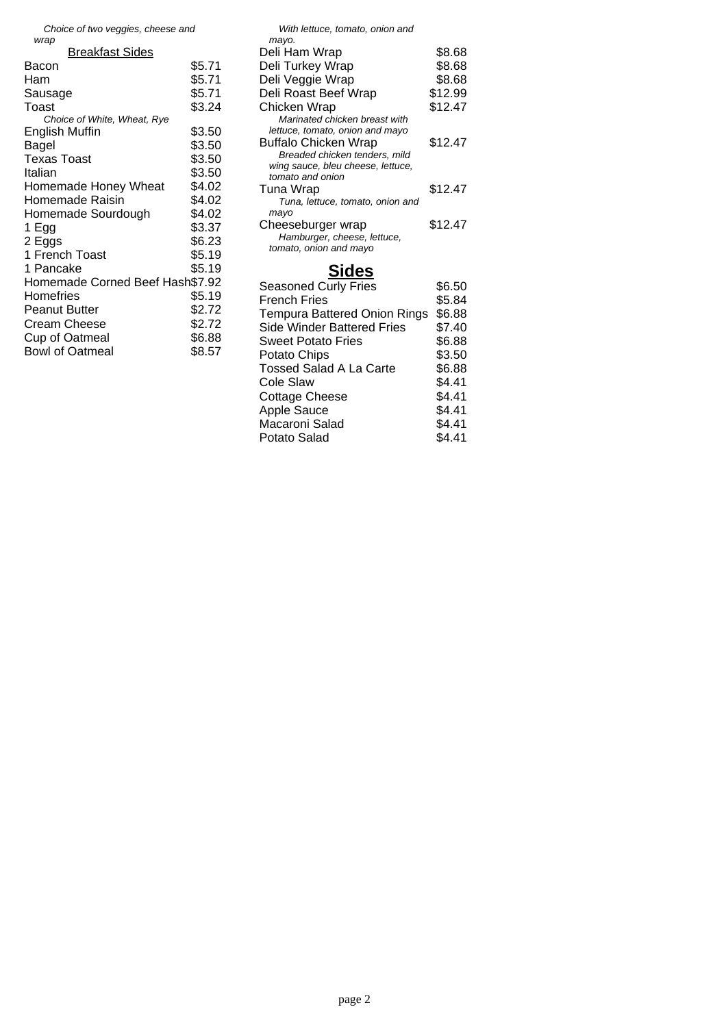*Choice of two veggies, cheese and wrap*

### Breakfast Sides

| | |
|---|---|
| Bacon | $5.71 |
| Ham | $5.71 |
| Sausage | $5.71 |
| Toast<br>*Choice of White, Wheat, Rye* | $3.24 |
| English Muffin | $3.50 |
| Bagel | $3.50 |
| Texas Toast | $3.50 |
| Italian | $3.50 |
| Homemade Honey Wheat | $4.02 |
| Homemade Raisin | $4.02 |
| Homemade Sourdough | $4.02 |
| 1 Egg | $3.37 |
| 2 Eggs | $6.23 |
| 1 French Toast | $5.19 |
| 1 Pancake | $5.19 |
| Homemade Corned Beef Hash | $7.92 |
| Homefries | $5.19 |
| Peanut Butter | $2.72 |
| Cream Cheese | $2.72 |
| Cup of Oatmeal | $6.88 |
| Bowl of Oatmeal | $8.57 |

*With lettuce, tomato, onion and mayo.*

| | |
|---|---|
| Deli Ham Wrap | $8.68 |
| Deli Turkey Wrap | $8.68 |
| Deli Veggie Wrap | $8.68 |
| Deli Roast Beef Wrap | $12.99 |
| Chicken Wrap<br>*Marinated chicken breast with lettuce, tomato, onion and mayo* | $12.47 |
| Buffalo Chicken Wrap<br>*Breaded chicken tenders, mild wing sauce, bleu cheese, lettuce, tomato and onion* | $12.47 |
| Tuna Wrap<br>*Tuna, lettuce, tomato, onion and mayo* | $12.47 |
| Cheeseburger wrap<br>*Hamburger, cheese, lettuce, tomato, onion and mayo* | $12.47 |

## Sides

| | |
|---|---|
| Seasoned Curly Fries | $6.50 |
| French Fries | $5.84 |
| Tempura Battered Onion Rings | $6.88 |
| Side Winder Battered Fries | $7.40 |
| Sweet Potato Fries | $6.88 |
| Potato Chips | $3.50 |
| Tossed Salad A La Carte | $6.88 |
| Cole Slaw | $4.41 |
| Cottage Cheese | $4.41 |
| Apple Sauce | $4.41 |
| Macaroni Salad | $4.41 |
| Potato Salad | $4.41 |